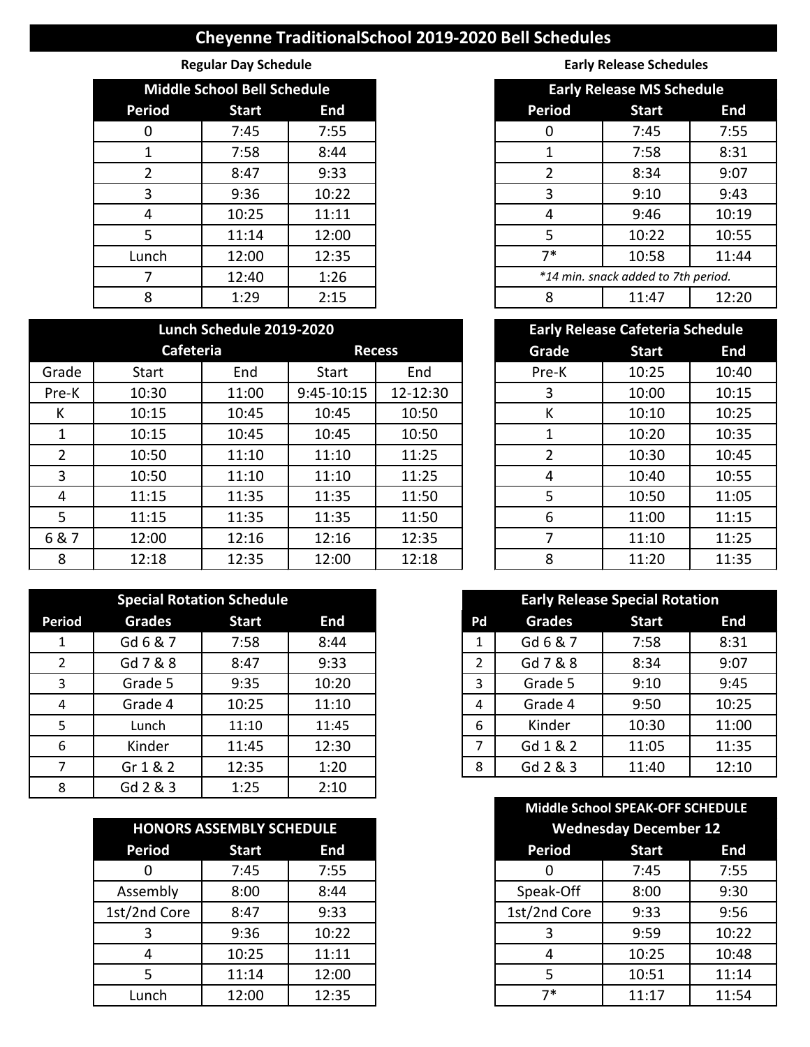# Cheyenne TraditionalSchool 2019-2020 Bell Schedules

## Regular Day Schedule

| Middle School Bell Schedule | | |
|---|---|---|
| Period | Start | End |
| 0 | 7:45 | 7:55 |
| 1 | 7:58 | 8:44 |
| 2 | 8:47 | 9:33 |
| 3 | 9:36 | 10:22 |
| 4 | 10:25 | 11:11 |
| 5 | 11:14 | 12:00 |
| Lunch | 12:00 | 12:35 |
| 7 | 12:40 | 1:26 |
| 8 | 1:29 | 2:15 |

## Early Release Schedules

| Early Release MS Schedule | | |
|---|---|---|
| Period | Start | End |
| 0 | 7:45 | 7:55 |
| 1 | 7:58 | 8:31 |
| 2 | 8:34 | 9:07 |
| 3 | 9:10 | 9:43 |
| 4 | 9:46 | 10:19 |
| 5 | 10:22 | 10:55 |
| 7* | 10:58 | 11:44 |
| *14 min. snack added to 7th period.* | | |
| 8 | 11:47 | 12:20 |

| Lunch Schedule 2019-2020 | | | | |
|---|---|---|---|---|
| | Cafeteria | | Recess | |
| Grade | Start | End | Start | End |
| Pre-K | 10:30 | 11:00 | 9:45-10:15 | 12-12:30 |
| K | 10:15 | 10:45 | 10:45 | 10:50 |
| 1 | 10:15 | 10:45 | 10:45 | 10:50 |
| 2 | 10:50 | 11:10 | 11:10 | 11:25 |
| 3 | 10:50 | 11:10 | 11:10 | 11:25 |
| 4 | 11:15 | 11:35 | 11:35 | 11:50 |
| 5 | 11:15 | 11:35 | 11:35 | 11:50 |
| 6 & 7 | 12:00 | 12:16 | 12:16 | 12:35 |
| 8 | 12:18 | 12:35 | 12:00 | 12:18 |

| Early Release Cafeteria Schedule | | |
|---|---|---|
| Grade | Start | End |
| Pre-K | 10:25 | 10:40 |
| 3 | 10:00 | 10:15 |
| K | 10:10 | 10:25 |
| 1 | 10:20 | 10:35 |
| 2 | 10:30 | 10:45 |
| 4 | 10:40 | 10:55 |
| 5 | 10:50 | 11:05 |
| 6 | 11:00 | 11:15 |
| 7 | 11:10 | 11:25 |
| 8 | 11:20 | 11:35 |

| Special Rotation Schedule | | | |
|---|---|---|---|
| Period | Grades | Start | End |
| 1 | Gd 6 & 7 | 7:58 | 8:44 |
| 2 | Gd 7 & 8 | 8:47 | 9:33 |
| 3 | Grade 5 | 9:35 | 10:20 |
| 4 | Grade 4 | 10:25 | 11:10 |
| 5 | Lunch | 11:10 | 11:45 |
| 6 | Kinder | 11:45 | 12:30 |
| 7 | Gr 1 & 2 | 12:35 | 1:20 |
| 8 | Gd 2 & 3 | 1:25 | 2:10 |

| Early Release Special Rotation | | | |
|---|---|---|---|
| Pd | Grades | Start | End |
| 1 | Gd 6 & 7 | 7:58 | 8:31 |
| 2 | Gd 7 & 8 | 8:34 | 9:07 |
| 3 | Grade 5 | 9:10 | 9:45 |
| 4 | Grade 4 | 9:50 | 10:25 |
| 6 | Kinder | 10:30 | 11:00 |
| 7 | Gd 1 & 2 | 11:05 | 11:35 |
| 8 | Gd 2 & 3 | 11:40 | 12:10 |

| HONORS ASSEMBLY SCHEDULE | | |
|---|---|---|
| Period | Start | End |
| 0 | 7:45 | 7:55 |
| Assembly | 8:00 | 8:44 |
| 1st/2nd Core | 8:47 | 9:33 |
| 3 | 9:36 | 10:22 |
| 4 | 10:25 | 11:11 |
| 5 | 11:14 | 12:00 |
| Lunch | 12:00 | 12:35 |

| Middle School SPEAK-OFF SCHEDULE Wednesday December 12 | | |
|---|---|---|
| Period | Start | End |
| 0 | 7:45 | 7:55 |
| Speak-Off | 8:00 | 9:30 |
| 1st/2nd Core | 9:33 | 9:56 |
| 3 | 9:59 | 10:22 |
| 4 | 10:25 | 10:48 |
| 5 | 10:51 | 11:14 |
| 7* | 11:17 | 11:54 |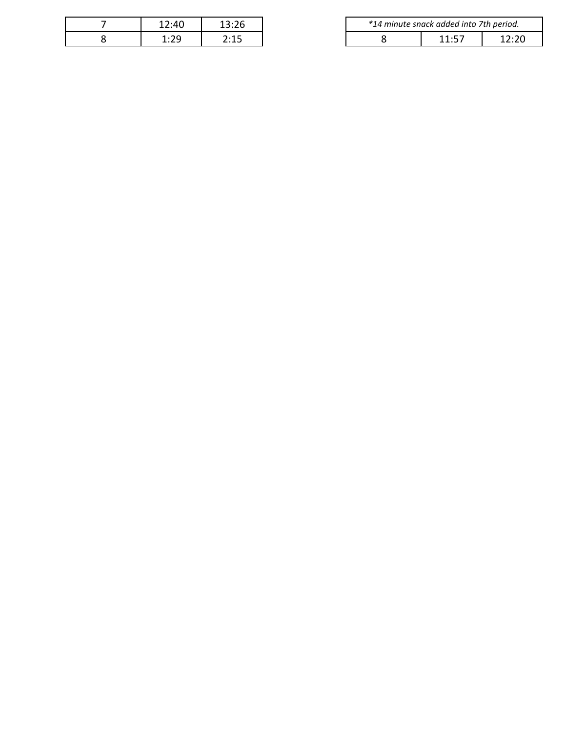| | | |
|---|---|---|
| 7 | 12:40 | 13:26 |
| 8 | 1:29 | 2:15 |

| | | |
|---|---|---|
| *\*14 minute snack added into 7th period.* | | |
| 8 | 11:57 | 12:20 |